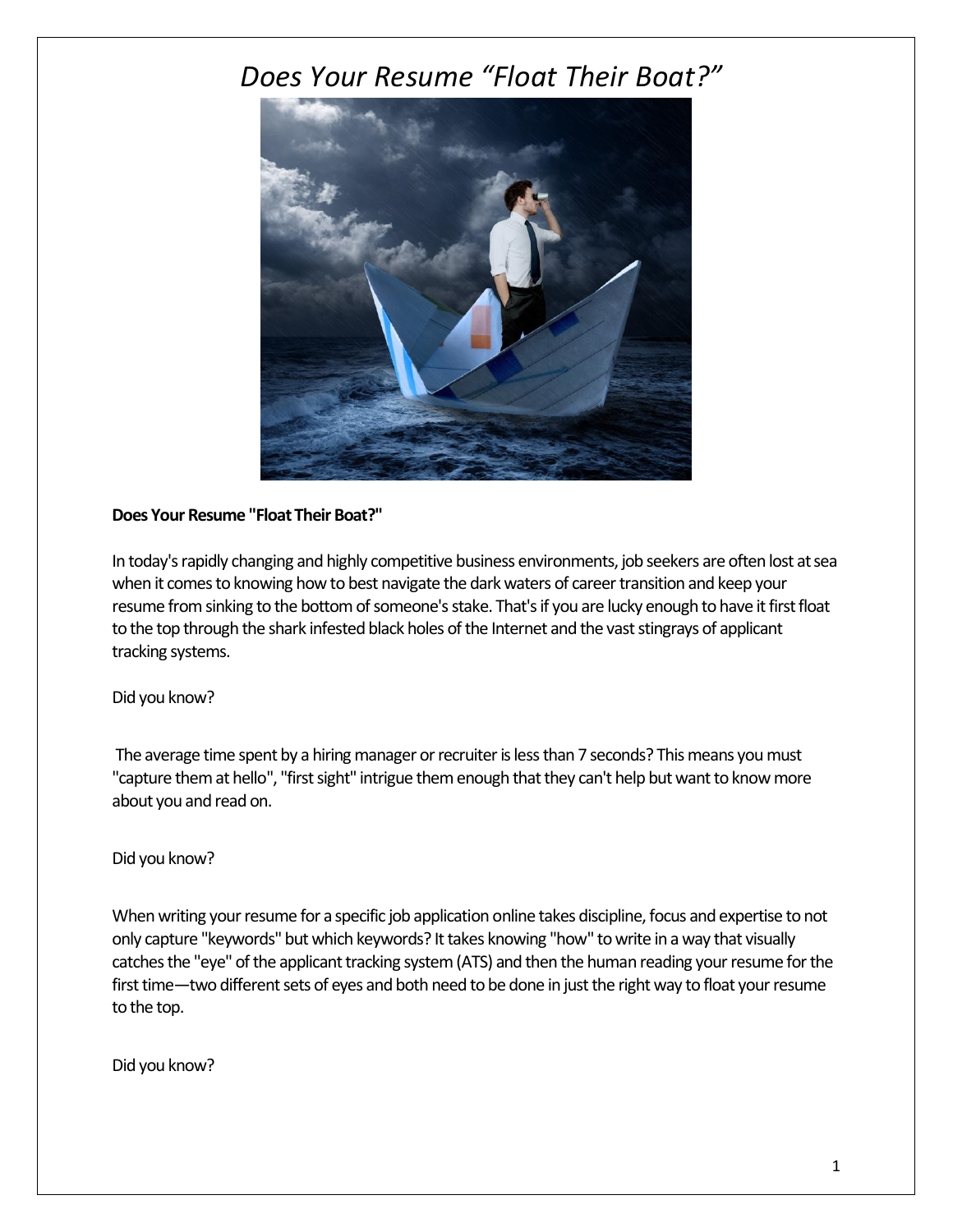# *Does Your Resume "Float Their Boat?"*

**Does Your Resume "Float Their Boat?"**

In today's rapidly changing and highly competitive business environments, job seekers are often lost at sea when it comes to knowing how to best navigate the dark waters of career transition and keep your resume from sinking to the bottom of someone's stake. That's if you are lucky enough to have it first float to the top through the shark infested black holes of the Internet and the vast stingrays of applicant tracking systems.

Did you know?

The average time spent by a hiring manager or recruiter is less than 7 seconds? This means you must "capture them at hello", "first sight" intrigue them enough that they can't help but want to know more about you and read on.

Did you know?

When writing your resume for a specific job application online takes discipline, focus and expertise to not only capture "keywords" but which keywords? It takes knowing "how" to write in a way that visually catches the "eye" of the applicant tracking system (ATS) and then the human reading your resume for the first time—two different sets of eyes and both need to be done in just the right way to float your resume to the top.

Did you know?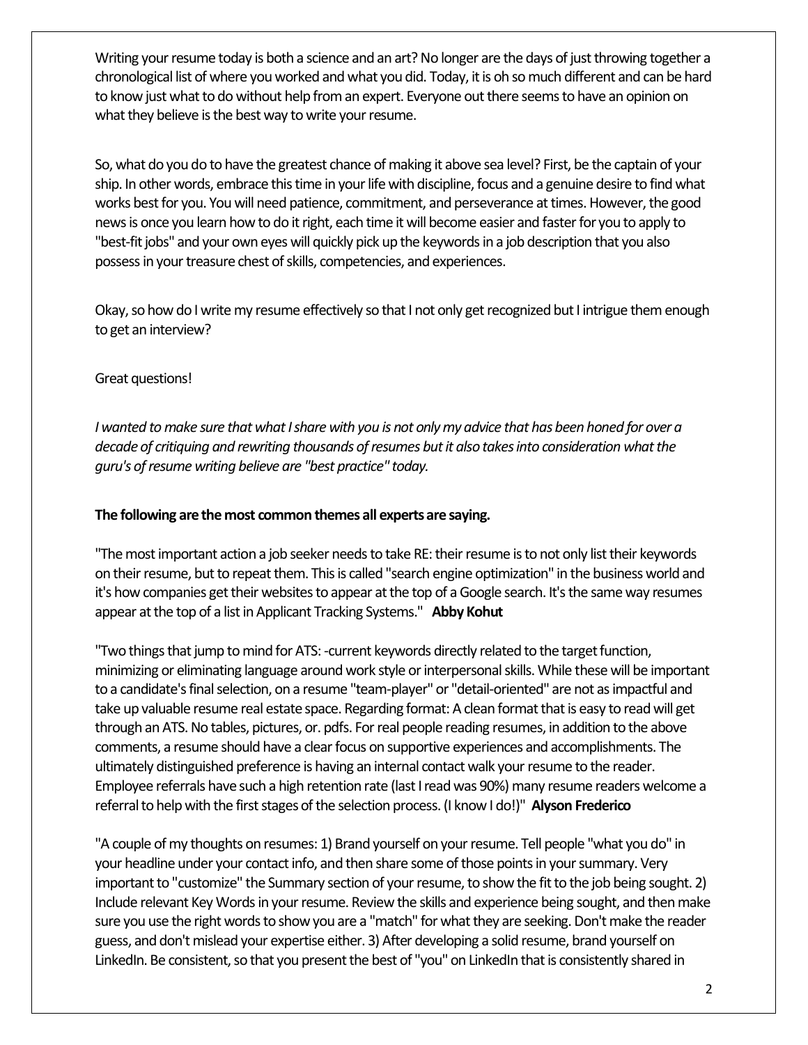Writing your resume today is both a science and an art? No longer are the days of just throwing together a chronological list of where you worked and what you did. Today, it is oh so much different and can be hard to know just what to do without help from an expert. Everyone out there seems to have an opinion on what they believe is the best way to write your resume.

So, what do you do to have the greatest chance of making it above sea level? First, be the captain of your ship. In other words, embrace this time in your life with discipline, focus and a genuine desire to find what works best for you. You will need patience, commitment, and perseverance at times. However, the good news is once you learn how to do it right, each time it will become easier and faster for you to apply to "best-fit jobs" and your own eyes will quickly pick up the keywords in a job description that you also possess in your treasure chest of skills, competencies, and experiences.

Okay, so how do I write my resume effectively so that I not only get recognized but I intrigue them enough to get an interview?

Great questions!

*I wanted to make sure that what I share with you is not only my advice that has been honed for over a decade of critiquing and rewriting thousands of resumes but it also takes into consideration what the guru's of resume writing believe are "best practice" today.*

**The following are the most common themes all experts are saying.**

"The most important action a job seeker needs to take RE: their resume is to not only list their keywords on their resume, but to repeat them. This is called "search engine optimization" in the business world and it's how companies get their websites to appear at the top of a Google search. It's the same way resumes appear at the top of a list in Applicant Tracking Systems." **Abby Kohut**

"Two things that jump to mind for ATS: -current keywords directly related to the target function, minimizing or eliminating language around work style or interpersonal skills. While these will be important to a candidate's final selection, on a resume "team-player" or "detail-oriented" are not as impactful and take up valuable resume real estate space. Regarding format: A clean format that is easy to read will get through an ATS. No tables, pictures, or. pdfs. For real people reading resumes, in addition to the above comments, a resume should have a clear focus on supportive experiences and accomplishments. The ultimately distinguished preference is having an internal contact walk your resume to the reader. Employee referrals have such a high retention rate (last I read was 90%) many resume readers welcome a referral to help with the first stages of the selection process. (I know I do!)" **Alyson Frederico**

"A couple of my thoughts on resumes: 1) Brand yourself on your resume. Tell people "what you do" in your headline under your contact info, and then share some of those points in your summary. Very important to "customize" the Summary section of your resume, to show the fit to the job being sought. 2) Include relevant Key Words in your resume. Review the skills and experience being sought, and then make sure you use the right words to show you are a "match" for what they are seeking. Don't make the reader guess, and don't mislead your expertise either. 3) After developing a solid resume, brand yourself on LinkedIn. Be consistent, so that you present the best of "you" on LinkedIn that is consistently shared in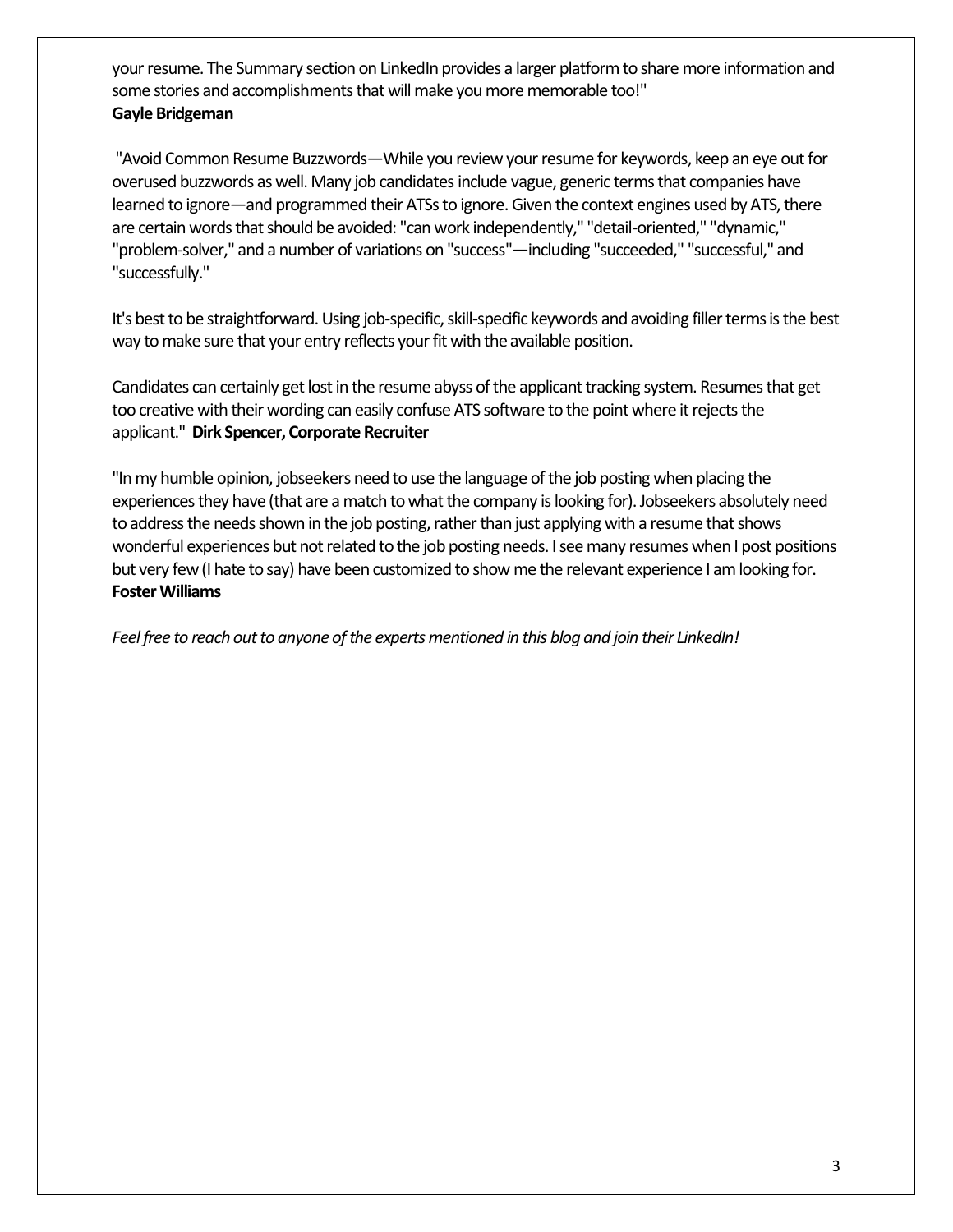your resume. The Summary section on LinkedIn provides a larger platform to share more information and some stories and accomplishments that will make you more memorable too!"
**Gayle Bridgeman**

"Avoid Common Resume Buzzwords—While you review your resume for keywords, keep an eye out for overused buzzwords as well. Many job candidates include vague, generic terms that companies have learned to ignore—and programmed their ATSs to ignore. Given the context engines used by ATS, there are certain words that should be avoided: "can work independently," "detail-oriented," "dynamic," "problem-solver," and a number of variations on "success"—including "succeeded," "successful," and "successfully."

It's best to be straightforward. Using job-specific, skill-specific keywords and avoiding filler terms is the best way to make sure that your entry reflects your fit with the available position.

Candidates can certainly get lost in the resume abyss of the applicant tracking system. Resumes that get too creative with their wording can easily confuse ATS software to the point where it rejects the applicant." **Dirk Spencer, Corporate Recruiter**

"In my humble opinion, jobseekers need to use the language of the job posting when placing the experiences they have (that are a match to what the company is looking for). Jobseekers absolutely need to address the needs shown in the job posting, rather than just applying with a resume that shows wonderful experiences but not related to the job posting needs. I see many resumes when I post positions but very few (I hate to say) have been customized to show me the relevant experience I am looking for.
**Foster Williams**

*Feel free to reach out to anyone of the experts mentioned in this blog and join their LinkedIn!*